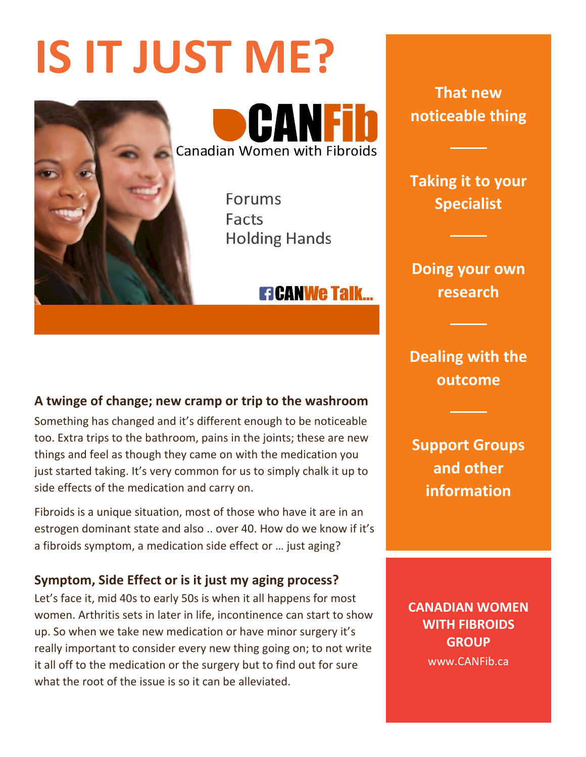# IS IT JUST ME?

CANFib
Canadian Women with Fibroids

Forums
Facts
Holding Hands

CANWe Talk...

That new noticeable thing

Taking it to your Specialist

Doing your own research

Dealing with the outcome

Support Groups and other information

### A twinge of change; new cramp or trip to the washroom

Something has changed and it's different enough to be noticeable too. Extra trips to the bathroom, pains in the joints; these are new things and feel as though they came on with the medication you just started taking. It's very common for us to simply chalk it up to side effects of the medication and carry on.

Fibroids is a unique situation, most of those who have it are in an estrogen dominant state and also .. over 40. How do we know if it's a fibroids symptom, a medication side effect or … just aging?

### Symptom, Side Effect or is it just my aging process?

Let's face it, mid 40s to early 50s is when it all happens for most women. Arthritis sets in later in life, incontinence can start to show up. So when we take new medication or have minor surgery it's really important to consider every new thing going on; to not write it all off to the medication or the surgery but to find out for sure what the root of the issue is so it can be alleviated.

**CANADIAN WOMEN WITH FIBROIDS GROUP**
www.CANFib.ca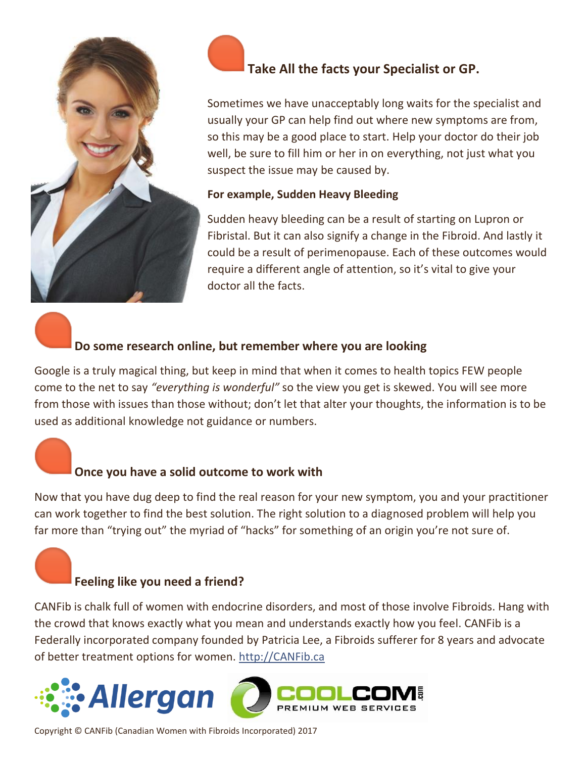## Take All the facts your Specialist or GP.

Sometimes we have unacceptably long waits for the specialist and usually your GP can help find out where new symptoms are from, so this may be a good place to start. Help your doctor do their job well, be sure to fill him or her in on everything, not just what you suspect the issue may be caused by.

**For example, Sudden Heavy Bleeding**

Sudden heavy bleeding can be a result of starting on Lupron or Fibristal. But it can also signify a change in the Fibroid. And lastly it could be a result of perimenopause. Each of these outcomes would require a different angle of attention, so it's vital to give your doctor all the facts.

## Do some research online, but remember where you are looking

Google is a truly magical thing, but keep in mind that when it comes to health topics FEW people come to the net to say *"everything is wonderful"* so the view you get is skewed. You will see more from those with issues than those without; don't let that alter your thoughts, the information is to be used as additional knowledge not guidance or numbers.

## Once you have a solid outcome to work with

Now that you have dug deep to find the real reason for your new symptom, you and your practitioner can work together to find the best solution. The right solution to a diagnosed problem will help you far more than "trying out" the myriad of "hacks" for something of an origin you're not sure of.

## Feeling like you need a friend?

CANFib is chalk full of women with endocrine disorders, and most of those involve Fibroids. Hang with the crowd that knows exactly what you mean and understands exactly how you feel. CANFib is a Federally incorporated company founded by Patricia Lee, a Fibroids sufferer for 8 years and advocate of better treatment options for women. http://CANFib.ca

Allergan

COOLCOM.com PREMIUM WEB SERVICES

Copyright © CANFib (Canadian Women with Fibroids Incorporated) 2017